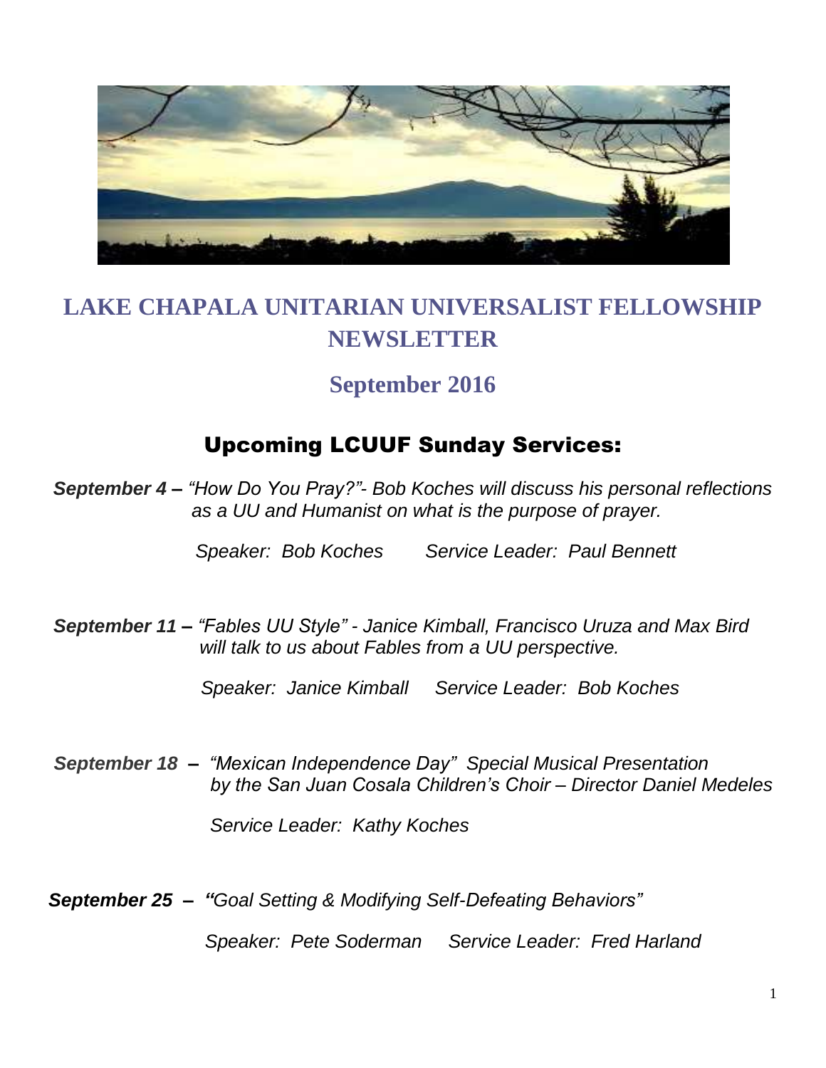# LAKE CHAPALA UNITARIAN UNIVERSALIST FELLOWSHIP NEWSLETTER

## September 2016

## Upcoming LCUUF Sunday Services:

***September 4 –*** *"How Do You Pray?"- Bob Koches will discuss his personal reflections as a UU and Humanist on what is the purpose of prayer.*

*Speaker: Bob Koches Service Leader: Paul Bennett*

***September 11 –*** *"Fables UU Style" - Janice Kimball, Francisco Uruza and Max Bird will talk to us about Fables from a UU perspective.*

*Speaker: Janice Kimball Service Leader: Bob Koches*

***September 18 –*** *"Mexican Independence Day" Special Musical Presentation by the San Juan Cosala Children's Choir – Director Daniel Medeles*

*Service Leader: Kathy Koches*

***September 25 –*** *"Goal Setting & Modifying Self-Defeating Behaviors"*

*Speaker: Pete Soderman Service Leader: Fred Harland*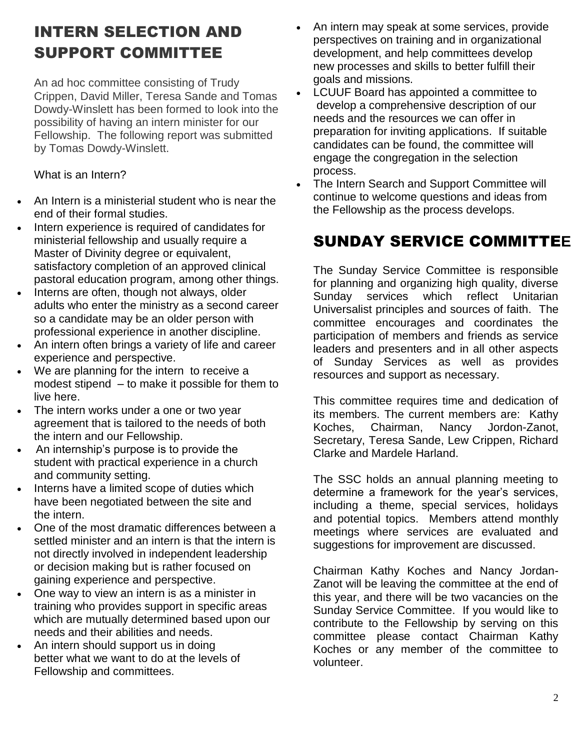## INTERN SELECTION AND SUPPORT COMMITTEE

An ad hoc committee consisting of Trudy Crippen, David Miller, Teresa Sande and Tomas Dowdy-Winslett has been formed to look into the possibility of having an intern minister for our Fellowship. The following report was submitted by Tomas Dowdy-Winslett.

What is an Intern?

- An Intern is a ministerial student who is near the end of their formal studies.
- Intern experience is required of candidates for ministerial fellowship and usually require a Master of Divinity degree or equivalent, satisfactory completion of an approved clinical pastoral education program, among other things.
- Interns are often, though not always, older adults who enter the ministry as a second career so a candidate may be an older person with professional experience in another discipline.
- An intern often brings a variety of life and career experience and perspective.
- We are planning for the intern to receive a modest stipend – to make it possible for them to live here.
- The intern works under a one or two year agreement that is tailored to the needs of both the intern and our Fellowship.
- An internship's purpose is to provide the student with practical experience in a church and community setting.
- Interns have a limited scope of duties which have been negotiated between the site and the intern.
- One of the most dramatic differences between a settled minister and an intern is that the intern is not directly involved in independent leadership or decision making but is rather focused on gaining experience and perspective.
- One way to view an intern is as a minister in training who provides support in specific areas which are mutually determined based upon our needs and their abilities and needs.
- An intern should support us in doing better what we want to do at the levels of Fellowship and committees.
- An intern may speak at some services, provide perspectives on training and in organizational development, and help committees develop new processes and skills to better fulfill their goals and missions.
- LCUUF Board has appointed a committee to develop a comprehensive description of our needs and the resources we can offer in preparation for inviting applications. If suitable candidates can be found, the committee will engage the congregation in the selection process.
- The Intern Search and Support Committee will continue to welcome questions and ideas from the Fellowship as the process develops.

## SUNDAY SERVICE COMMITTEE

The Sunday Service Committee is responsible for planning and organizing high quality, diverse Sunday services which reflect Unitarian Universalist principles and sources of faith. The committee encourages and coordinates the participation of members and friends as service leaders and presenters and in all other aspects of Sunday Services as well as provides resources and support as necessary.

This committee requires time and dedication of its members. The current members are: Kathy Koches, Chairman, Nancy Jordon-Zanot, Secretary, Teresa Sande, Lew Crippen, Richard Clarke and Mardele Harland.

The SSC holds an annual planning meeting to determine a framework for the year's services, including a theme, special services, holidays and potential topics. Members attend monthly meetings where services are evaluated and suggestions for improvement are discussed.

Chairman Kathy Koches and Nancy Jordan-Zanot will be leaving the committee at the end of this year, and there will be two vacancies on the Sunday Service Committee. If you would like to contribute to the Fellowship by serving on this committee please contact Chairman Kathy Koches or any member of the committee to volunteer.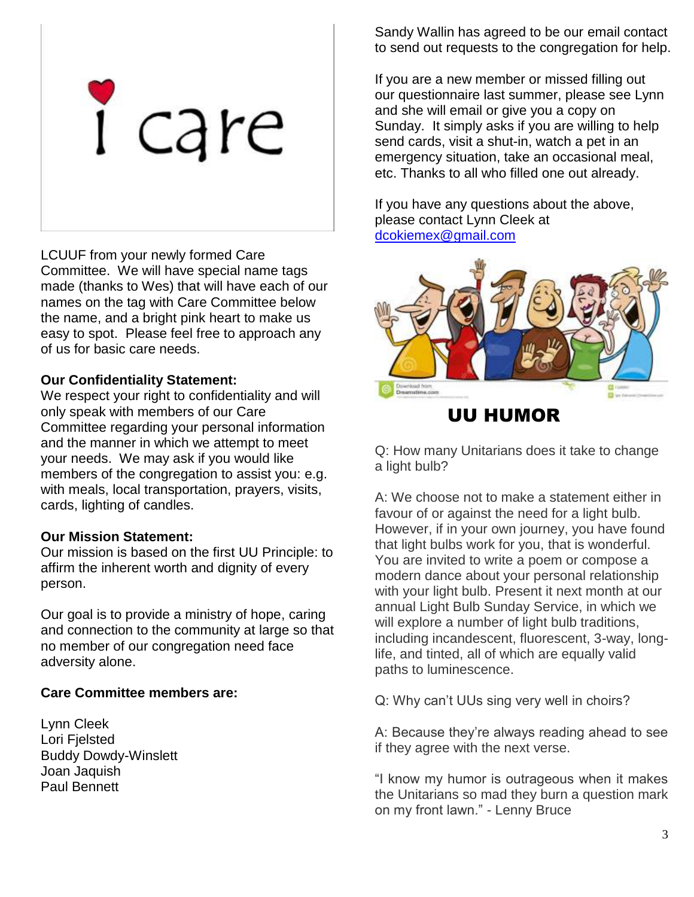i care

LCUUF from your newly formed Care Committee. We will have special name tags made (thanks to Wes) that will have each of our names on the tag with Care Committee below the name, and a bright pink heart to make us easy to spot. Please feel free to approach any of us for basic care needs.

**Our Confidentiality Statement:**
We respect your right to confidentiality and will only speak with members of our Care Committee regarding your personal information and the manner in which we attempt to meet your needs. We may ask if you would like members of the congregation to assist you: e.g. with meals, local transportation, prayers, visits, cards, lighting of candles.

**Our Mission Statement:**
Our mission is based on the first UU Principle: to affirm the inherent worth and dignity of every person.

Our goal is to provide a ministry of hope, caring and connection to the community at large so that no member of our congregation need face adversity alone.

**Care Committee members are:**

Lynn Cleek
Lori Fjelsted
Buddy Dowdy-Winslett
Joan Jaquish
Paul Bennett

Sandy Wallin has agreed to be our email contact to send out requests to the congregation for help.

If you are a new member or missed filling out our questionnaire last summer, please see Lynn and she will email or give you a copy on Sunday. It simply asks if you are willing to help send cards, visit a shut-in, watch a pet in an emergency situation, take an occasional meal, etc. Thanks to all who filled one out already.

If you have any questions about the above, please contact Lynn Cleek at dcokiemex@gmail.com

## UU HUMOR

Q: How many Unitarians does it take to change a light bulb?

A: We choose not to make a statement either in favour of or against the need for a light bulb. However, if in your own journey, you have found that light bulbs work for you, that is wonderful. You are invited to write a poem or compose a modern dance about your personal relationship with your light bulb. Present it next month at our annual Light Bulb Sunday Service, in which we will explore a number of light bulb traditions, including incandescent, fluorescent, 3-way, long-life, and tinted, all of which are equally valid paths to luminescence.

Q: Why can't UUs sing very well in choirs?

A: Because they're always reading ahead to see if they agree with the next verse.

"I know my humor is outrageous when it makes the Unitarians so mad they burn a question mark on my front lawn." - Lenny Bruce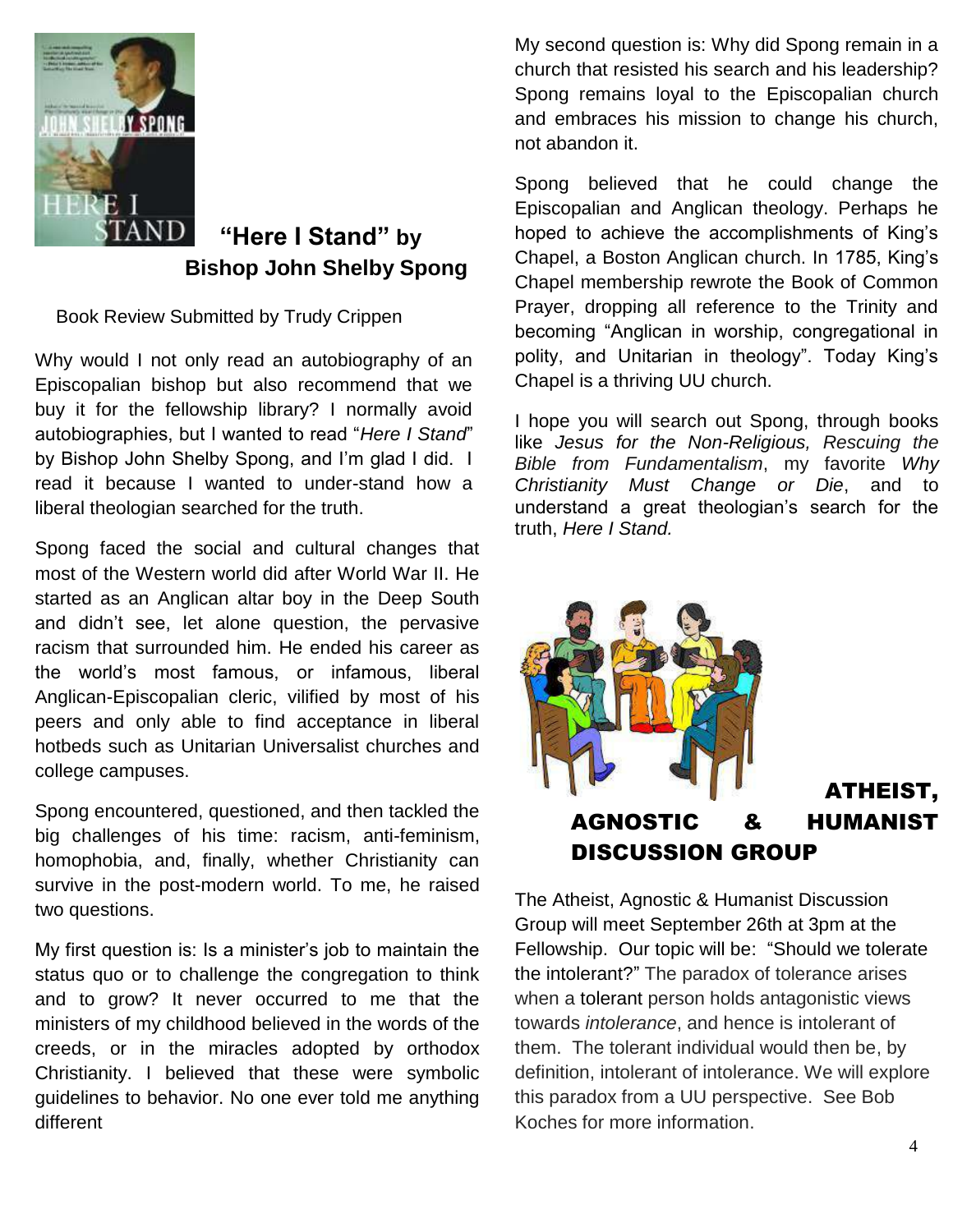## "Here I Stand" by Bishop John Shelby Spong

Book Review Submitted by Trudy Crippen

Why would I not only read an autobiography of an Episcopalian bishop but also recommend that we buy it for the fellowship library? I normally avoid autobiographies, but I wanted to read "*Here I Stand*" by Bishop John Shelby Spong, and I'm glad I did. I read it because I wanted to under-stand how a liberal theologian searched for the truth.

Spong faced the social and cultural changes that most of the Western world did after World War II. He started as an Anglican altar boy in the Deep South and didn't see, let alone question, the pervasive racism that surrounded him. He ended his career as the world's most famous, or infamous, liberal Anglican-Episcopalian cleric, vilified by most of his peers and only able to find acceptance in liberal hotbeds such as Unitarian Universalist churches and college campuses.

Spong encountered, questioned, and then tackled the big challenges of his time: racism, anti-feminism, homophobia, and, finally, whether Christianity can survive in the post-modern world. To me, he raised two questions.

My first question is: Is a minister's job to maintain the status quo or to challenge the congregation to think and to grow? It never occurred to me that the ministers of my childhood believed in the words of the creeds, or in the miracles adopted by orthodox Christianity. I believed that these were symbolic guidelines to behavior. No one ever told me anything different

My second question is: Why did Spong remain in a church that resisted his search and his leadership? Spong remains loyal to the Episcopalian church and embraces his mission to change his church, not abandon it.

Spong believed that he could change the Episcopalian and Anglican theology. Perhaps he hoped to achieve the accomplishments of King's Chapel, a Boston Anglican church. In 1785, King's Chapel membership rewrote the Book of Common Prayer, dropping all reference to the Trinity and becoming "Anglican in worship, congregational in polity, and Unitarian in theology". Today King's Chapel is a thriving UU church.

I hope you will search out Spong, through books like *Jesus for the Non-Religious, Rescuing the Bible from Fundamentalism*, my favorite *Why Christianity Must Change or Die*, and to understand a great theologian's search for the truth, *Here I Stand.*

## ATHEIST, AGNOSTIC & HUMANIST DISCUSSION GROUP

The Atheist, Agnostic & Humanist Discussion Group will meet September 26th at 3pm at the Fellowship. Our topic will be: "Should we tolerate the intolerant?" The paradox of tolerance arises when a tolerant person holds antagonistic views towards *intolerance*, and hence is intolerant of them. The tolerant individual would then be, by definition, intolerant of intolerance. We will explore this paradox from a UU perspective. See Bob Koches for more information.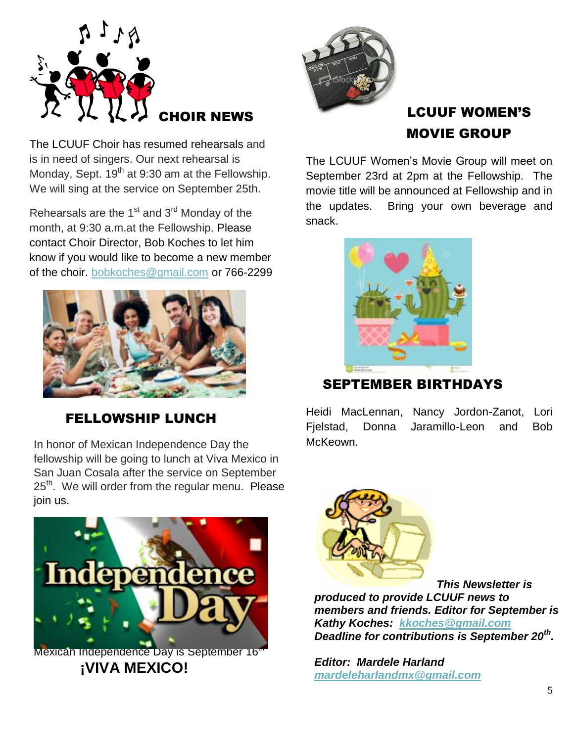## CHOIR NEWS

The LCUUF Choir has resumed rehearsals and is in need of singers. Our next rehearsal is Monday, Sept. 19th at 9:30 am at the Fellowship. We will sing at the service on September 25th.

Rehearsals are the 1st and 3rd Monday of the month, at 9:30 a.m.at the Fellowship. Please contact Choir Director, Bob Koches to let him know if you would like to become a new member of the choir. bobkoches@gmail.com or 766-2299

## FELLOWSHIP LUNCH

In honor of Mexican Independence Day the fellowship will be going to lunch at Viva Mexico in San Juan Cosala after the service on September 25th. We will order from the regular menu. Please join us.

Mexican Independence Day is September 16th

**¡VIVA MEXICO!**

## LCUUF WOMEN'S MOVIE GROUP

The LCUUF Women's Movie Group will meet on September 23rd at 2pm at the Fellowship. The movie title will be announced at Fellowship and in the updates. Bring your own beverage and snack.

## SEPTEMBER BIRTHDAYS

Heidi MacLennan, Nancy Jordon-Zanot, Lori Fjelstad, Donna Jaramillo-Leon and Bob McKeown.

***This Newsletter is produced to provide LCUUF news to members and friends. Editor for September is Kathy Koches: kkoches@gmail.com***
***Deadline for contributions is September 20th.***

***Editor: Mardele Harland***
***mardeleharlandmx@gmail.com***